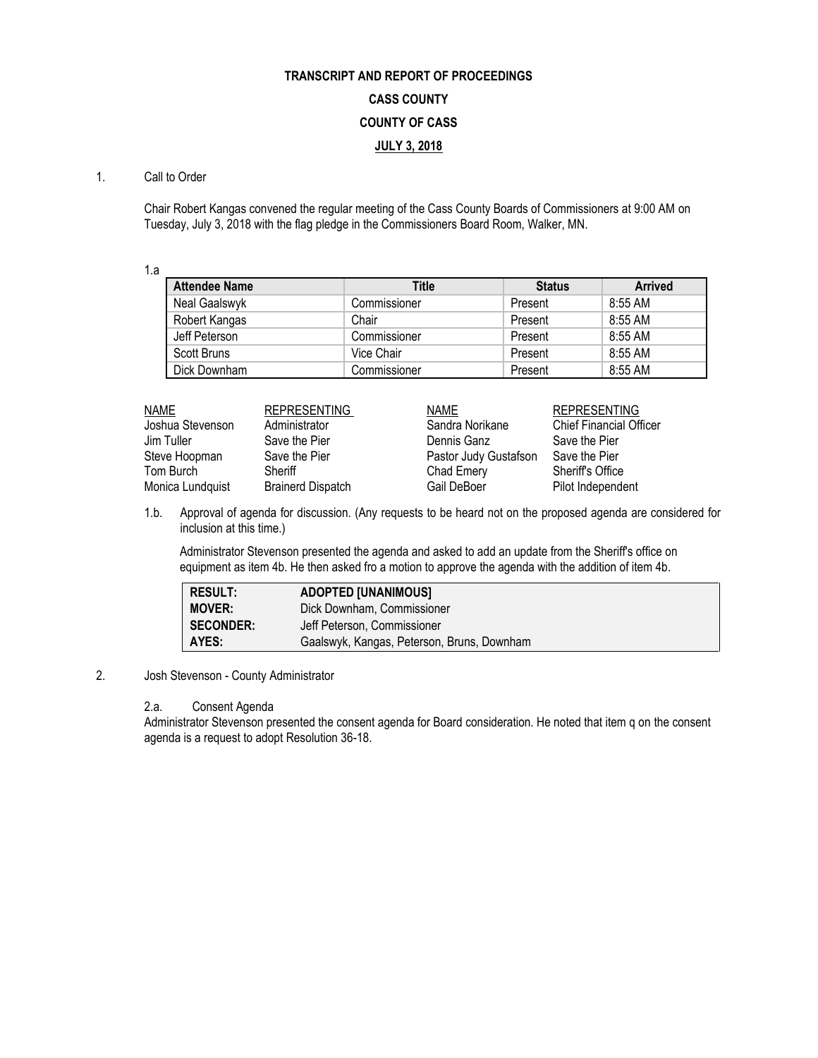**TRANSCRIPT AND REPORT OF PROCEEDINGS**

**CASS COUNTY**

**COUNTY OF CASS**

**JULY 3, 2018**

1. Call to Order

Chair Robert Kangas convened the regular meeting of the Cass County Boards of Commissioners at 9:00 AM on Tuesday, July 3, 2018 with the flag pledge in the Commissioners Board Room, Walker, MN.

1.a

| Attendee Name | Title | Status | Arrived |
|---|---|---|---|
| Neal Gaalswyk | Commissioner | Present | 8:55 AM |
| Robert Kangas | Chair | Present | 8:55 AM |
| Jeff Peterson | Commissioner | Present | 8:55 AM |
| Scott Bruns | Vice Chair | Present | 8:55 AM |
| Dick Downham | Commissioner | Present | 8:55 AM |

| NAME | REPRESENTING | NAME | REPRESENTING |
|---|---|---|---|
| Joshua Stevenson | Administrator | Sandra Norikane | Chief Financial Officer |
| Jim Tuller | Save the Pier | Dennis Ganz | Save the Pier |
| Steve Hoopman | Save the Pier | Pastor Judy Gustafson | Save the Pier |
| Tom Burch | Sheriff | Chad Emery | Sheriff's Office |
| Monica Lundquist | Brainerd Dispatch | Gail DeBoer | Pilot Independent |

1.b. Approval of agenda for discussion. (Any requests to be heard not on the proposed agenda are considered for inclusion at this time.)

Administrator Stevenson presented the agenda and asked to add an update from the Sheriff's office on equipment as item 4b. He then asked fro a motion to approve the agenda with the addition of item 4b.

| | |
|---|---|
| **RESULT:** | **ADOPTED [UNANIMOUS]** |
| **MOVER:** | Dick Downham, Commissioner |
| **SECONDER:** | Jeff Peterson, Commissioner |
| **AYES:** | Gaalswyk, Kangas, Peterson, Bruns, Downham |

2. Josh Stevenson - County Administrator

2.a. Consent Agenda

Administrator Stevenson presented the consent agenda for Board consideration. He noted that item q on the consent agenda is a request to adopt Resolution 36-18.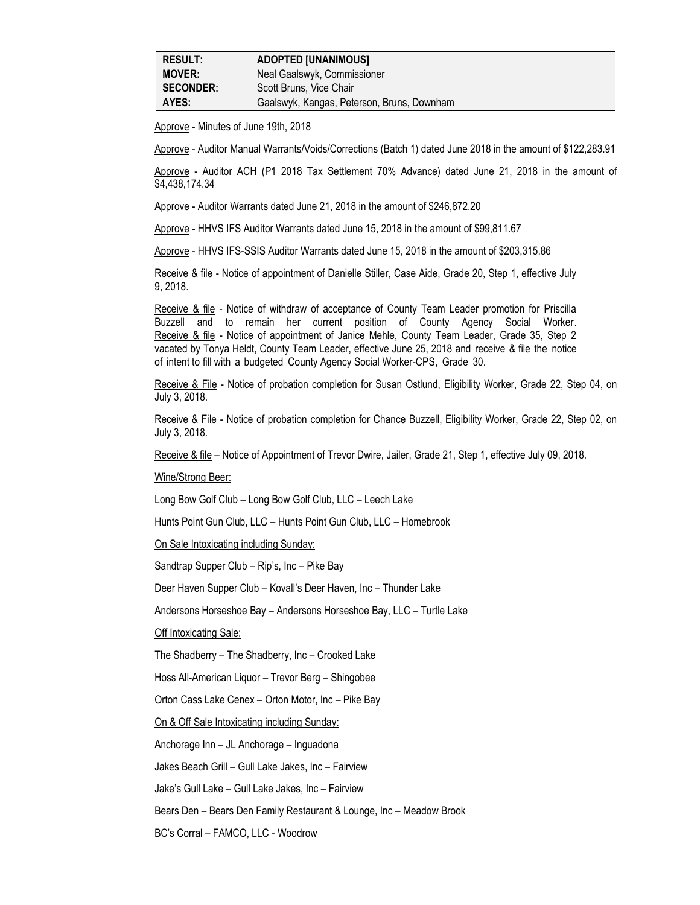| RESULT: | ADOPTED [UNANIMOUS] |
| --- | --- |
| MOVER: | Neal Gaalswyk, Commissioner |
| SECONDER: | Scott Bruns, Vice Chair |
| AYES: | Gaalswyk, Kangas, Peterson, Bruns, Downham |

Approve - Minutes of June 19th, 2018

Approve - Auditor Manual Warrants/Voids/Corrections (Batch 1) dated June 2018 in the amount of $122,283.91

Approve - Auditor ACH (P1 2018 Tax Settlement 70% Advance) dated June 21, 2018 in the amount of $4,438,174.34

Approve - Auditor Warrants dated June 21, 2018 in the amount of $246,872.20

Approve - HHVS IFS Auditor Warrants dated June 15, 2018 in the amount of $99,811.67

Approve - HHVS IFS-SSIS Auditor Warrants dated June 15, 2018 in the amount of $203,315.86

Receive & file - Notice of appointment of Danielle Stiller, Case Aide, Grade 20, Step 1, effective July 9, 2018.

Receive & file - Notice of withdraw of acceptance of County Team Leader promotion for Priscilla Buzzell and to remain her current position of County Agency Social Worker.
Receive & file - Notice of appointment of Janice Mehle, County Team Leader, Grade 35, Step 2 vacated by Tonya Heldt, County Team Leader, effective June 25, 2018 and receive & file the notice of intent to fill with a budgeted County Agency Social Worker-CPS, Grade 30.

Receive & File - Notice of probation completion for Susan Ostlund, Eligibility Worker, Grade 22, Step 04, on July 3, 2018.

Receive & File - Notice of probation completion for Chance Buzzell, Eligibility Worker, Grade 22, Step 02, on July 3, 2018.

Receive & file – Notice of Appointment of Trevor Dwire, Jailer, Grade 21, Step 1, effective July 09, 2018.

Wine/Strong Beer:

Long Bow Golf Club – Long Bow Golf Club, LLC – Leech Lake

Hunts Point Gun Club, LLC – Hunts Point Gun Club, LLC – Homebrook

On Sale Intoxicating including Sunday:

Sandtrap Supper Club – Rip's, Inc – Pike Bay

Deer Haven Supper Club – Kovall's Deer Haven, Inc – Thunder Lake

Andersons Horseshoe Bay – Andersons Horseshoe Bay, LLC – Turtle Lake

Off Intoxicating Sale:

The Shadberry – The Shadberry, Inc – Crooked Lake

Hoss All-American Liquor – Trevor Berg – Shingobee

Orton Cass Lake Cenex – Orton Motor, Inc – Pike Bay

On & Off Sale Intoxicating including Sunday:

Anchorage Inn – JL Anchorage – Inguadona

Jakes Beach Grill – Gull Lake Jakes, Inc – Fairview

Jake's Gull Lake – Gull Lake Jakes, Inc – Fairview

Bears Den – Bears Den Family Restaurant & Lounge, Inc – Meadow Brook

BC's Corral – FAMCO, LLC - Woodrow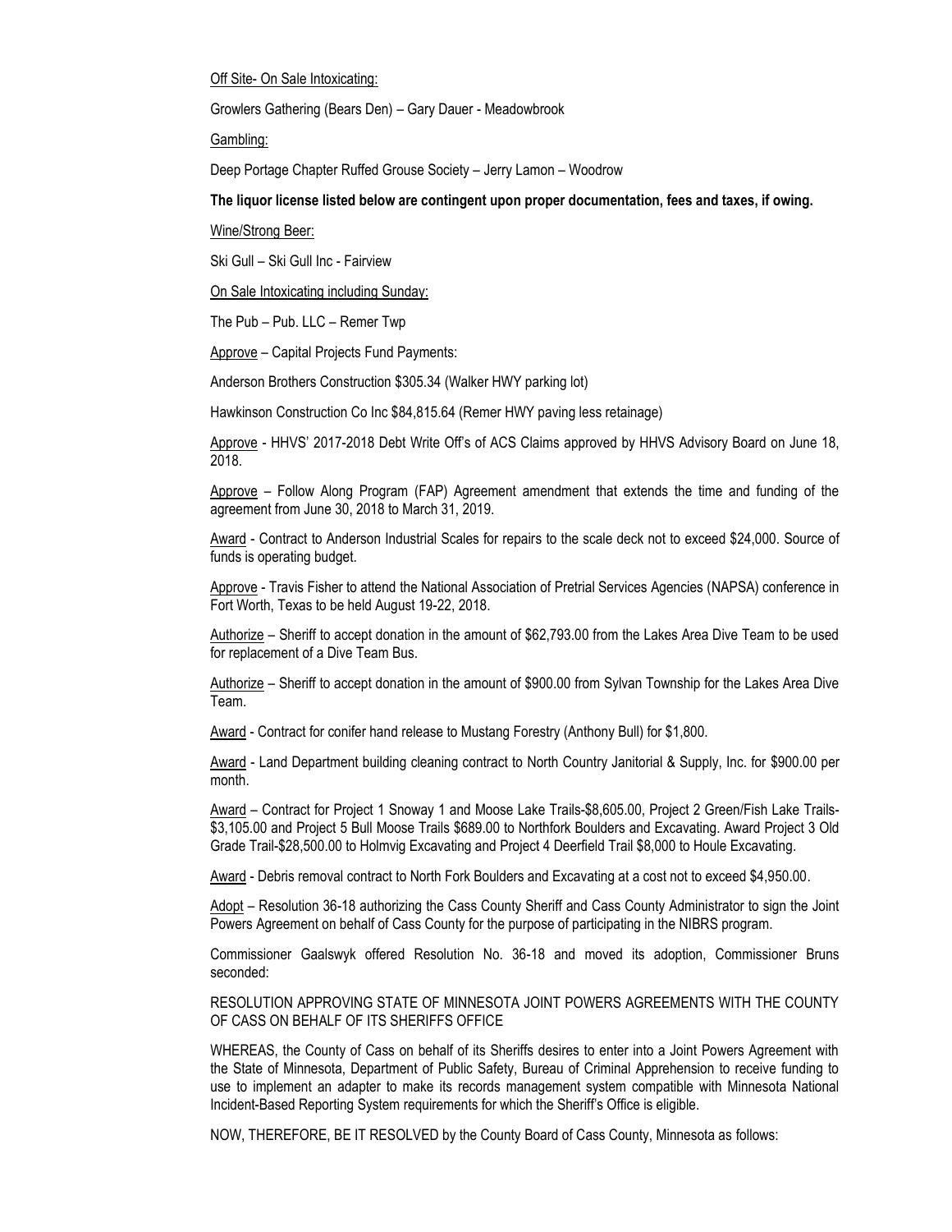Off Site- On Sale Intoxicating:

Growlers Gathering (Bears Den) – Gary Dauer - Meadowbrook

Gambling:

Deep Portage Chapter Ruffed Grouse Society – Jerry Lamon – Woodrow

**The liquor license listed below are contingent upon proper documentation, fees and taxes, if owing.**

Wine/Strong Beer:

Ski Gull – Ski Gull Inc - Fairview

On Sale Intoxicating including Sunday:

The Pub – Pub. LLC – Remer Twp

Approve – Capital Projects Fund Payments:

Anderson Brothers Construction $305.34 (Walker HWY parking lot)

Hawkinson Construction Co Inc $84,815.64 (Remer HWY paving less retainage)

Approve - HHVS' 2017-2018 Debt Write Off's of ACS Claims approved by HHVS Advisory Board on June 18, 2018.

Approve – Follow Along Program (FAP) Agreement amendment that extends the time and funding of the agreement from June 30, 2018 to March 31, 2019.

Award - Contract to Anderson Industrial Scales for repairs to the scale deck not to exceed $24,000. Source of funds is operating budget.

Approve - Travis Fisher to attend the National Association of Pretrial Services Agencies (NAPSA) conference in Fort Worth, Texas to be held August 19-22, 2018.

Authorize – Sheriff to accept donation in the amount of $62,793.00 from the Lakes Area Dive Team to be used for replacement of a Dive Team Bus.

Authorize – Sheriff to accept donation in the amount of $900.00 from Sylvan Township for the Lakes Area Dive Team.

Award - Contract for conifer hand release to Mustang Forestry (Anthony Bull) for $1,800.

Award - Land Department building cleaning contract to North Country Janitorial & Supply, Inc. for $900.00 per month.

Award – Contract for Project 1 Snoway 1 and Moose Lake Trails-$8,605.00, Project 2 Green/Fish Lake Trails-$3,105.00 and Project 5 Bull Moose Trails $689.00 to Northfork Boulders and Excavating. Award Project 3 Old Grade Trail-$28,500.00 to Holmvig Excavating and Project 4 Deerfield Trail $8,000 to Houle Excavating.

Award - Debris removal contract to North Fork Boulders and Excavating at a cost not to exceed $4,950.00.

Adopt – Resolution 36-18 authorizing the Cass County Sheriff and Cass County Administrator to sign the Joint Powers Agreement on behalf of Cass County for the purpose of participating in the NIBRS program.

Commissioner Gaalswyk offered Resolution No. 36-18 and moved its adoption, Commissioner Bruns seconded:

RESOLUTION APPROVING STATE OF MINNESOTA JOINT POWERS AGREEMENTS WITH THE COUNTY OF CASS ON BEHALF OF ITS SHERIFFS OFFICE

WHEREAS, the County of Cass on behalf of its Sheriffs desires to enter into a Joint Powers Agreement with the State of Minnesota, Department of Public Safety, Bureau of Criminal Apprehension to receive funding to use to implement an adapter to make its records management system compatible with Minnesota National Incident-Based Reporting System requirements for which the Sheriff's Office is eligible.

NOW, THEREFORE, BE IT RESOLVED by the County Board of Cass County, Minnesota as follows: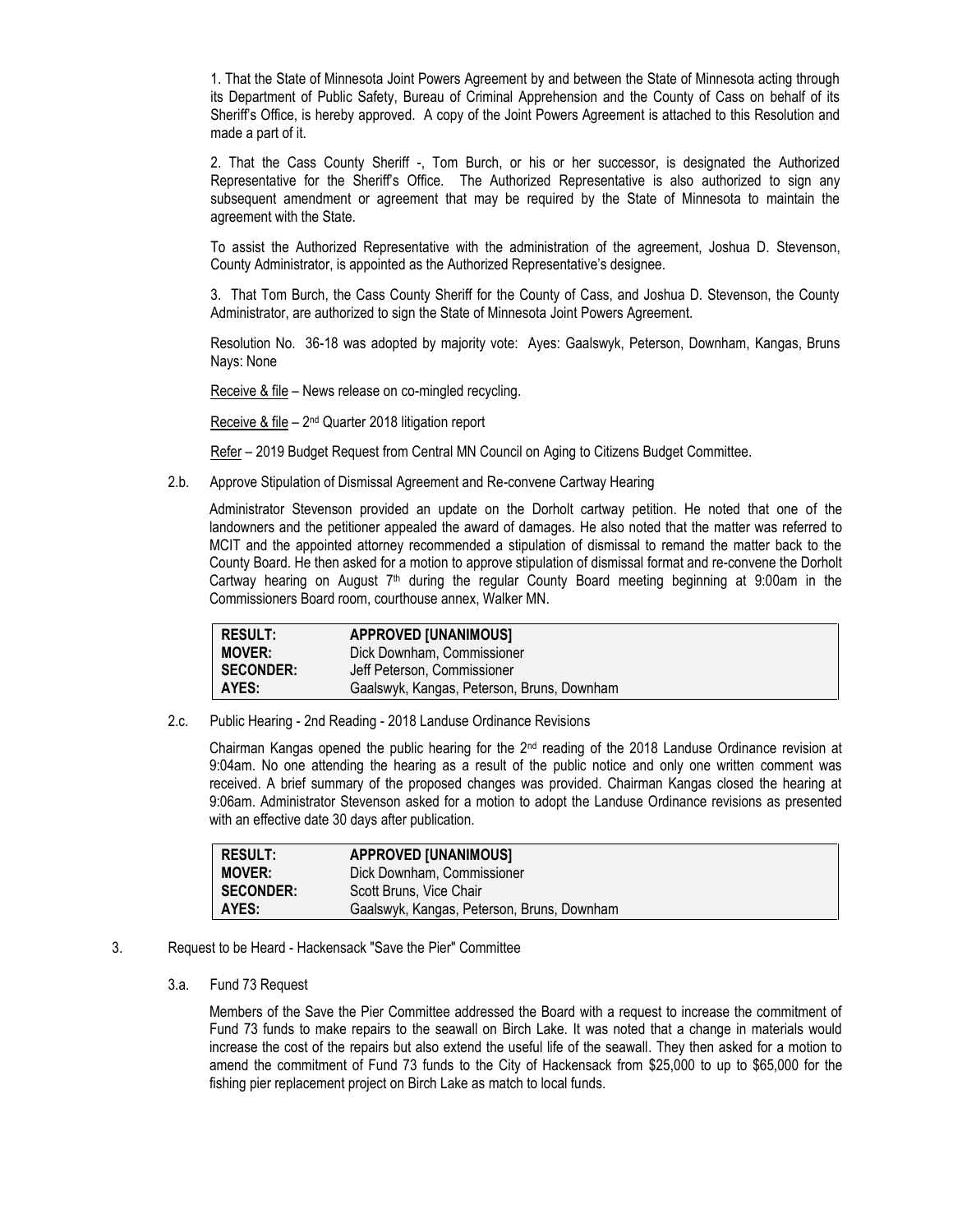1. That the State of Minnesota Joint Powers Agreement by and between the State of Minnesota acting through its Department of Public Safety, Bureau of Criminal Apprehension and the County of Cass on behalf of its Sheriff's Office, is hereby approved. A copy of the Joint Powers Agreement is attached to this Resolution and made a part of it.

2. That the Cass County Sheriff -, Tom Burch, or his or her successor, is designated the Authorized Representative for the Sheriff's Office. The Authorized Representative is also authorized to sign any subsequent amendment or agreement that may be required by the State of Minnesota to maintain the agreement with the State.

To assist the Authorized Representative with the administration of the agreement, Joshua D. Stevenson, County Administrator, is appointed as the Authorized Representative's designee.

3. That Tom Burch, the Cass County Sheriff for the County of Cass, and Joshua D. Stevenson, the County Administrator, are authorized to sign the State of Minnesota Joint Powers Agreement.

Resolution No. 36-18 was adopted by majority vote: Ayes: Gaalswyk, Peterson, Downham, Kangas, Bruns Nays: None

Receive & file – News release on co-mingled recycling.

Receive & file – 2nd Quarter 2018 litigation report

Refer – 2019 Budget Request from Central MN Council on Aging to Citizens Budget Committee.

2.b. Approve Stipulation of Dismissal Agreement and Re-convene Cartway Hearing

Administrator Stevenson provided an update on the Dorholt cartway petition. He noted that one of the landowners and the petitioner appealed the award of damages. He also noted that the matter was referred to MCIT and the appointed attorney recommended a stipulation of dismissal to remand the matter back to the County Board. He then asked for a motion to approve stipulation of dismissal format and re-convene the Dorholt Cartway hearing on August 7th during the regular County Board meeting beginning at 9:00am in the Commissioners Board room, courthouse annex, Walker MN.

| **RESULT:** | **APPROVED [UNANIMOUS]** |
|---|---|
| **MOVER:** | Dick Downham, Commissioner |
| **SECONDER:** | Jeff Peterson, Commissioner |
| **AYES:** | Gaalswyk, Kangas, Peterson, Bruns, Downham |

2.c. Public Hearing - 2nd Reading - 2018 Landuse Ordinance Revisions

Chairman Kangas opened the public hearing for the 2nd reading of the 2018 Landuse Ordinance revision at 9:04am. No one attending the hearing as a result of the public notice and only one written comment was received. A brief summary of the proposed changes was provided. Chairman Kangas closed the hearing at 9:06am. Administrator Stevenson asked for a motion to adopt the Landuse Ordinance revisions as presented with an effective date 30 days after publication.

| **RESULT:** | **APPROVED [UNANIMOUS]** |
|---|---|
| **MOVER:** | Dick Downham, Commissioner |
| **SECONDER:** | Scott Bruns, Vice Chair |
| **AYES:** | Gaalswyk, Kangas, Peterson, Bruns, Downham |

3. Request to be Heard - Hackensack "Save the Pier" Committee

3.a. Fund 73 Request

Members of the Save the Pier Committee addressed the Board with a request to increase the commitment of Fund 73 funds to make repairs to the seawall on Birch Lake. It was noted that a change in materials would increase the cost of the repairs but also extend the useful life of the seawall. They then asked for a motion to amend the commitment of Fund 73 funds to the City of Hackensack from $25,000 to up to $65,000 for the fishing pier replacement project on Birch Lake as match to local funds.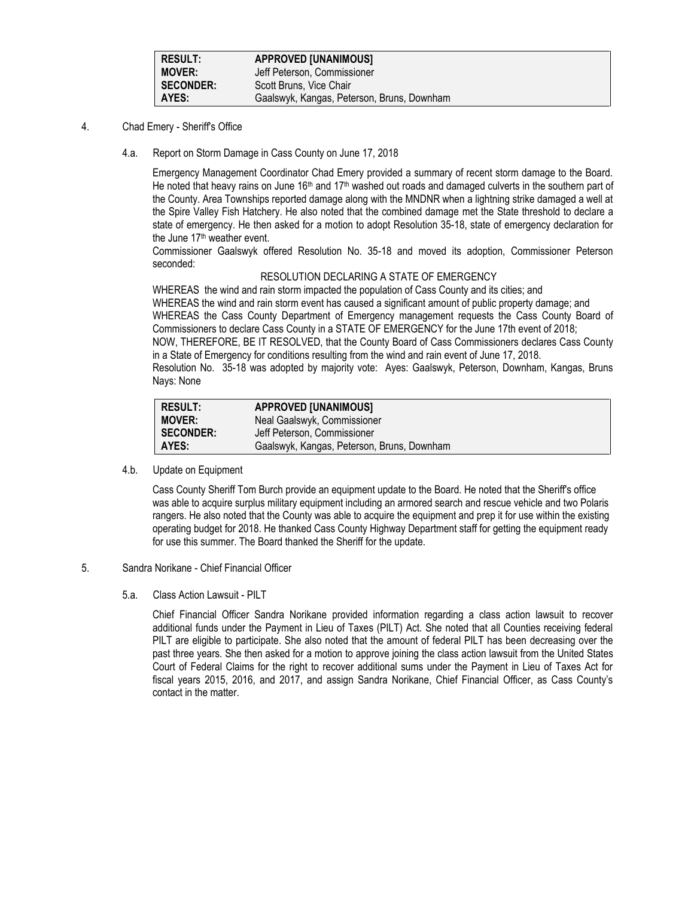| RESULT: | APPROVED [UNANIMOUS] |
|---|---|
| MOVER: | Jeff Peterson, Commissioner |
| SECONDER: | Scott Bruns, Vice Chair |
| AYES: | Gaalswyk, Kangas, Peterson, Bruns, Downham |

4. Chad Emery - Sheriff's Office

4.a. Report on Storm Damage in Cass County on June 17, 2018

Emergency Management Coordinator Chad Emery provided a summary of recent storm damage to the Board. He noted that heavy rains on June 16th and 17th washed out roads and damaged culverts in the southern part of the County. Area Townships reported damage along with the MNDNR when a lightning strike damaged a well at the Spire Valley Fish Hatchery. He also noted that the combined damage met the State threshold to declare a state of emergency. He then asked for a motion to adopt Resolution 35-18, state of emergency declaration for the June 17th weather event.

Commissioner Gaalswyk offered Resolution No. 35-18 and moved its adoption, Commissioner Peterson seconded:

RESOLUTION DECLARING A STATE OF EMERGENCY

WHEREAS the wind and rain storm impacted the population of Cass County and its cities; and
WHEREAS the wind and rain storm event has caused a significant amount of public property damage; and
WHEREAS the Cass County Department of Emergency management requests the Cass County Board of Commissioners to declare Cass County in a STATE OF EMERGENCY for the June 17th event of 2018;
NOW, THEREFORE, BE IT RESOLVED, that the County Board of Cass Commissioners declares Cass County in a State of Emergency for conditions resulting from the wind and rain event of June 17, 2018.
Resolution No. 35-18 was adopted by majority vote: Ayes: Gaalswyk, Peterson, Downham, Kangas, Bruns Nays: None

| RESULT: | APPROVED [UNANIMOUS] |
|---|---|
| MOVER: | Neal Gaalswyk, Commissioner |
| SECONDER: | Jeff Peterson, Commissioner |
| AYES: | Gaalswyk, Kangas, Peterson, Bruns, Downham |

4.b. Update on Equipment

Cass County Sheriff Tom Burch provide an equipment update to the Board. He noted that the Sheriff's office was able to acquire surplus military equipment including an armored search and rescue vehicle and two Polaris rangers. He also noted that the County was able to acquire the equipment and prep it for use within the existing operating budget for 2018. He thanked Cass County Highway Department staff for getting the equipment ready for use this summer. The Board thanked the Sheriff for the update.

5. Sandra Norikane - Chief Financial Officer

5.a. Class Action Lawsuit - PILT

Chief Financial Officer Sandra Norikane provided information regarding a class action lawsuit to recover additional funds under the Payment in Lieu of Taxes (PILT) Act. She noted that all Counties receiving federal PILT are eligible to participate. She also noted that the amount of federal PILT has been decreasing over the past three years. She then asked for a motion to approve joining the class action lawsuit from the United States Court of Federal Claims for the right to recover additional sums under the Payment in Lieu of Taxes Act for fiscal years 2015, 2016, and 2017, and assign Sandra Norikane, Chief Financial Officer, as Cass County's contact in the matter.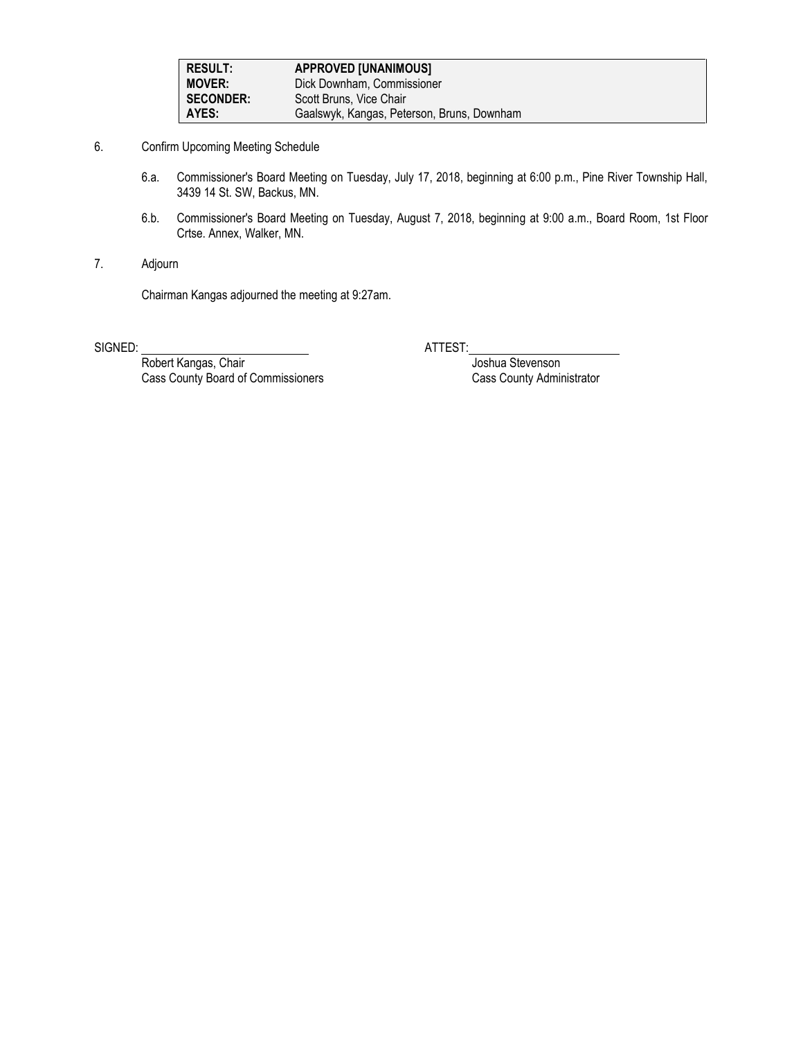| | |
|---|---|
| **RESULT:** | **APPROVED [UNANIMOUS]** |
| **MOVER:** | Dick Downham, Commissioner |
| **SECONDER:** | Scott Bruns, Vice Chair |
| **AYES:** | Gaalswyk, Kangas, Peterson, Bruns, Downham |

6. Confirm Upcoming Meeting Schedule

   6.a. Commissioner's Board Meeting on Tuesday, July 17, 2018, beginning at 6:00 p.m., Pine River Township Hall, 3439 14 St. SW, Backus, MN.

   6.b. Commissioner's Board Meeting on Tuesday, August 7, 2018, beginning at 9:00 a.m., Board Room, 1st Floor Crtse. Annex, Walker, MN.

7. Adjourn

   Chairman Kangas adjourned the meeting at 9:27am.

SIGNED: ____________________________
Robert Kangas, Chair
Cass County Board of Commissioners

ATTEST: ____________________________
Joshua Stevenson
Cass County Administrator